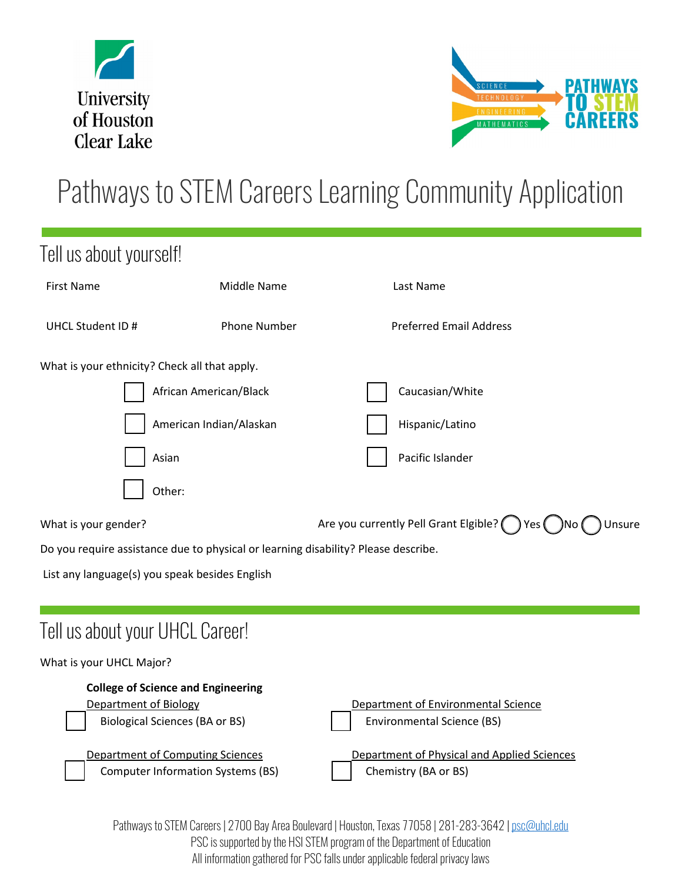University of Houston Clear Lake

PATHWAYS TO STEM CAREERS

# Pathways to STEM Careers Learning Community Application

## Tell us about yourself!

First Name | Middle Name | Last Name

UHCL Student ID # | Phone Number | Preferred Email Address

What is your ethnicity? Check all that apply.

- ☐ African American/Black
- ☐ Caucasian/White
- ☐ American Indian/Alaskan
- ☐ Hispanic/Latino
- ☐ Asian
- ☐ Pacific Islander
- ☐ Other:

What is your gender?

Are you currently Pell Grant Elgible? ◯ Yes ◯ No ◯ Unsure

Do you require assistance due to physical or learning disability? Please describe.

List any language(s) you speak besides English

## Tell us about your UHCL Career!

What is your UHCL Major?

**College of Science and Engineering**

Department of Biology
- ☐ Biological Sciences (BA or BS)

Department of Environmental Science
- ☐ Environmental Science (BS)

Department of Computing Sciences
- ☐ Computer Information Systems (BS)

Department of Physical and Applied Sciences
- ☐ Chemistry (BA or BS)

Pathways to STEM Careers | 2700 Bay Area Boulevard | Houston, Texas 77058 | 281-283-3642 | psc@uhcl.edu
PSC is supported by the HSI STEM program of the Department of Education
All information gathered for PSC falls under applicable federal privacy laws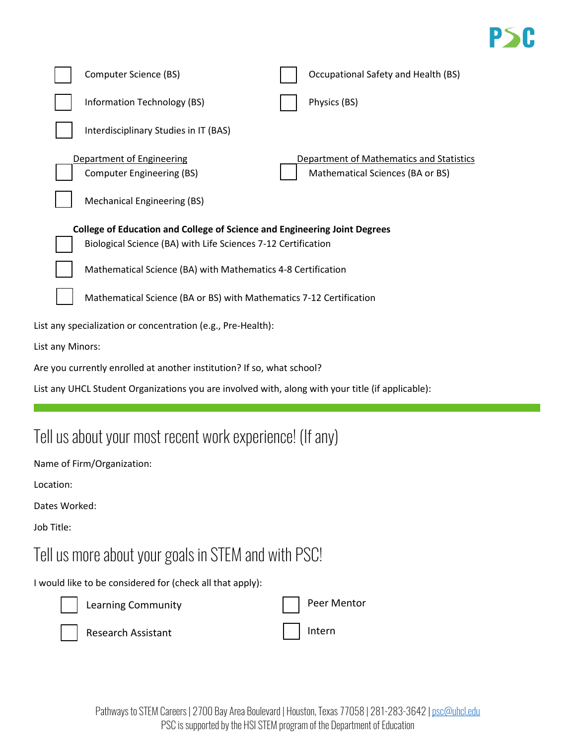- [ ] Computer Science (BS)
- [ ] Information Technology (BS)
- [ ] Interdisciplinary Studies in IT (BAS)
- [ ] Occupational Safety and Health (BS)
- [ ] Physics (BS)

Department of Engineering

- [ ] Computer Engineering (BS)
- [ ] Mechanical Engineering (BS)

Department of Mathematics and Statistics

- [ ] Mathematical Sciences (BA or BS)

**College of Education and College of Science and Engineering Joint Degrees**

- [ ] Biological Science (BA) with Life Sciences 7-12 Certification
- [ ] Mathematical Science (BA) with Mathematics 4-8 Certification
- [ ] Mathematical Science (BA or BS) with Mathematics 7-12 Certification

List any specialization or concentration (e.g., Pre-Health):

List any Minors:

Are you currently enrolled at another institution? If so, what school?

List any UHCL Student Organizations you are involved with, along with your title (if applicable):

---

## Tell us about your most recent work experience! (If any)

Name of Firm/Organization:

Location:

Dates Worked:

Job Title:

## Tell us more about your goals in STEM and with PSC!

I would like to be considered for (check all that apply):

- [ ] Learning Community
- [ ] Research Assistant
- [ ] Peer Mentor
- [ ] Intern

Pathways to STEM Careers | 2700 Bay Area Boulevard | Houston, Texas 77058 | 281-283-3642 | psc@uhcl.edu
PSC is supported by the HSI STEM program of the Department of Education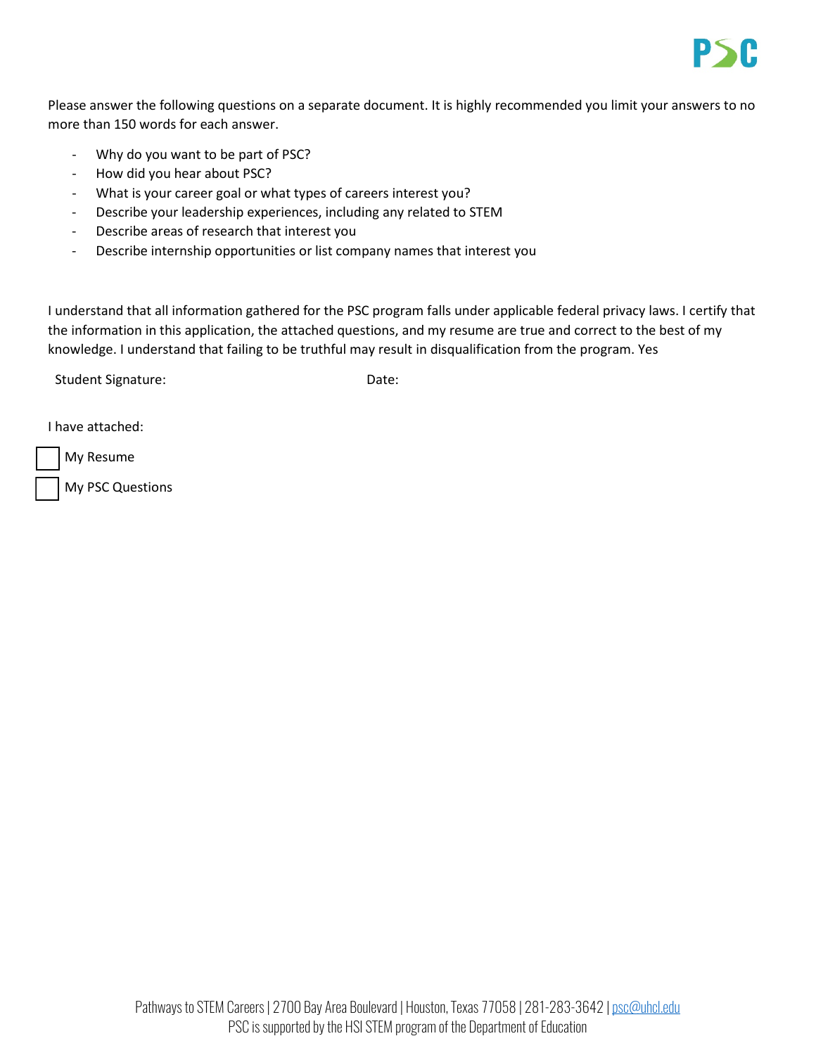Please answer the following questions on a separate document. It is highly recommended you limit your answers to no more than 150 words for each answer.

- Why do you want to be part of PSC?
- How did you hear about PSC?
- What is your career goal or what types of careers interest you?
- Describe your leadership experiences, including any related to STEM
- Describe areas of research that interest you
- Describe internship opportunities or list company names that interest you

I understand that all information gathered for the PSC program falls under applicable federal privacy laws. I certify that the information in this application, the attached questions, and my resume are true and correct to the best of my knowledge. I understand that failing to be truthful may result in disqualification from the program. Yes

Student Signature: Date:

I have attached:

☐ My Resume

☐ My PSC Questions

Pathways to STEM Careers | 2700 Bay Area Boulevard | Houston, Texas 77058 | 281-283-3642 | psc@uhcl.edu
PSC is supported by the HSI STEM program of the Department of Education